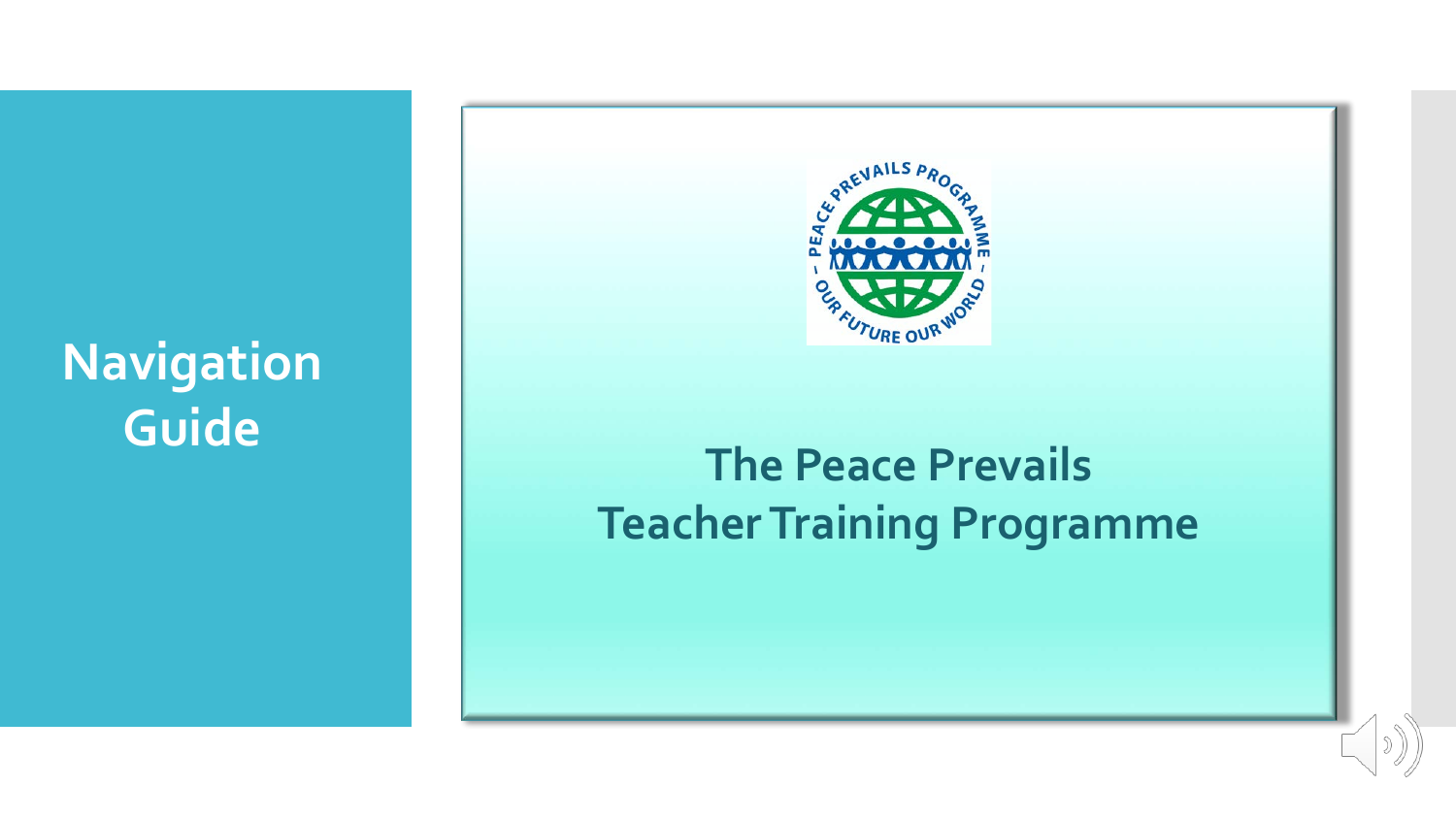# Navigation Guide

PEACE PREVAILS PROGRAMME – OUR FUTURE OUR WORLD –

## The Peace Prevails Teacher Training Programme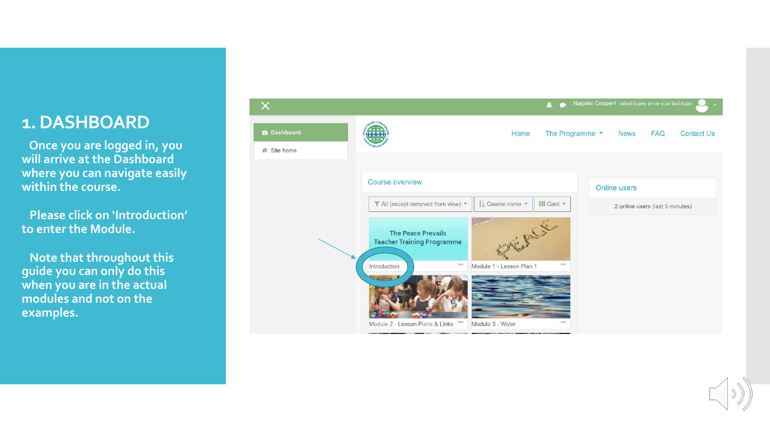# 1. DASHBOARD

Once you are logged in, you will arrive at the Dashboard where you can navigate easily within the course.

Please click on 'Introduction' to enter the Module.

Note that throughout this guide you can only do this when you are in the actual modules and not on the examples.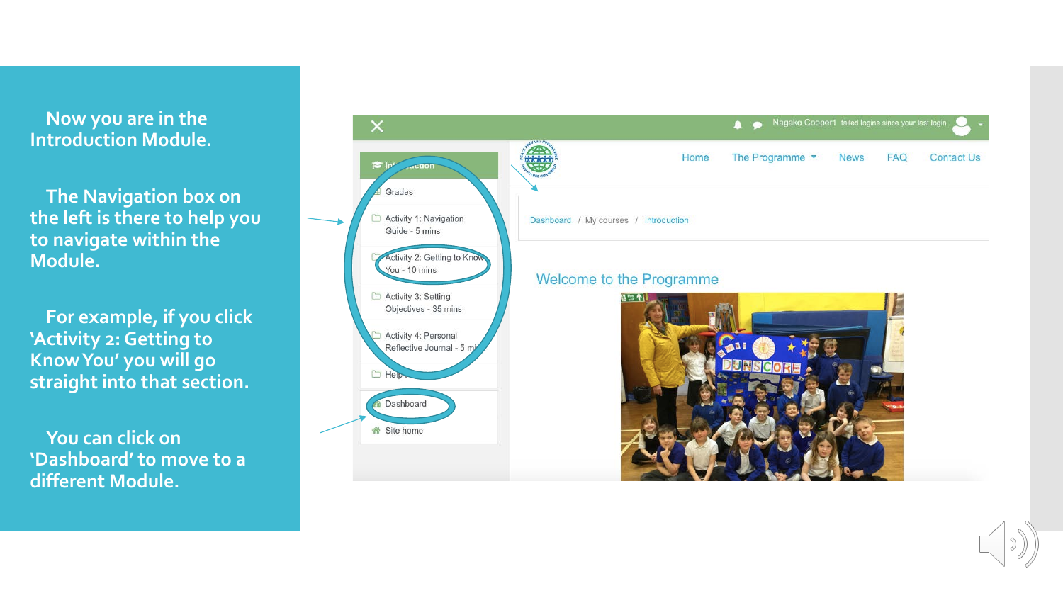Now you are in the Introduction Module.

The Navigation box on the left is there to help you to navigate within the Module.

For example, if you click 'Activity 2: Getting to Know You' you will go straight into that section.

You can click on 'Dashboard' to move to a different Module.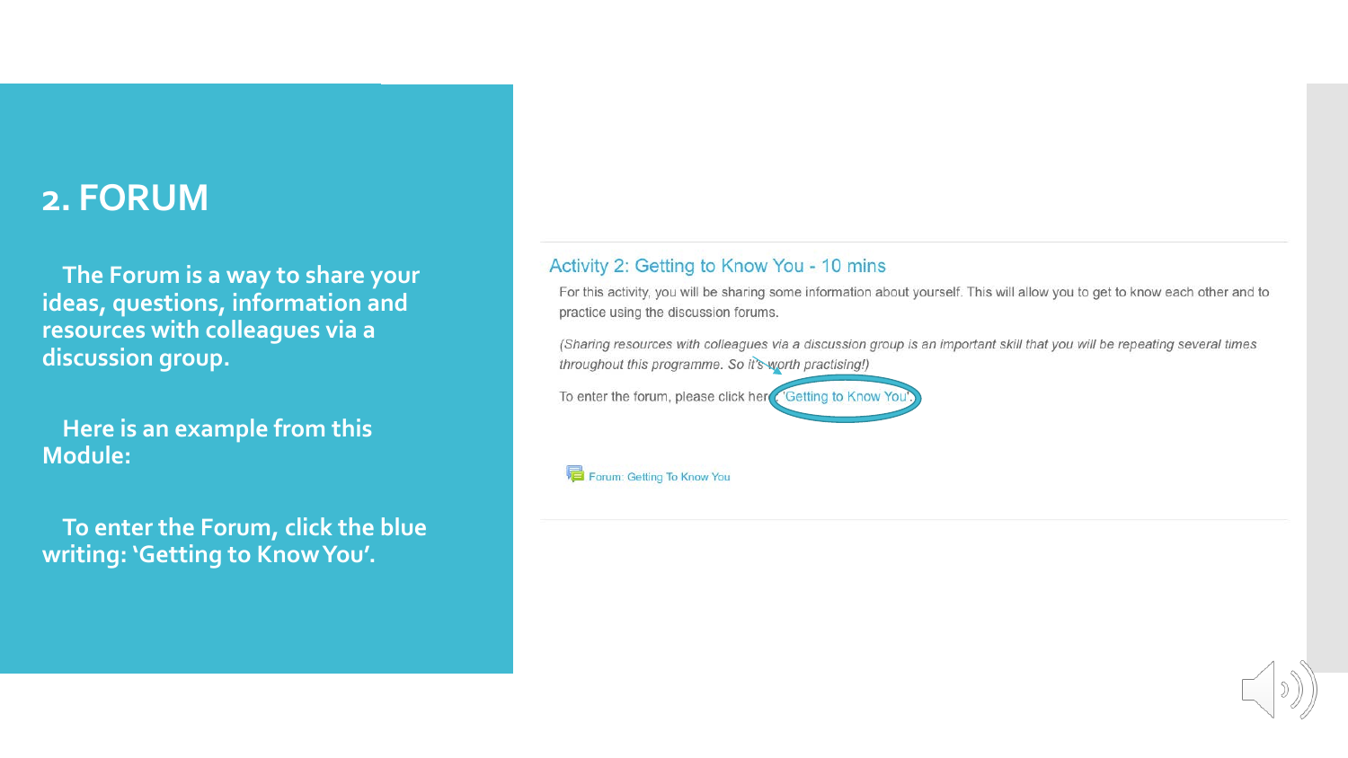## 2. FORUM

**The Forum is a way to share your ideas, questions, information and resources with colleagues via a discussion group.**

**Here is an example from this Module:**

**To enter the Forum, click the blue writing: 'Getting to Know You'.**

### Activity 2: Getting to Know You - 10 mins

For this activity, you will be sharing some information about yourself. This will allow you to get to know each other and to practice using the discussion forums.

*(Sharing resources with colleagues via a discussion group is an important skill that you will be repeating several times throughout this programme. So it's worth practising!)*

To enter the forum, please click here 'Getting to Know You'.

Forum: Getting To Know You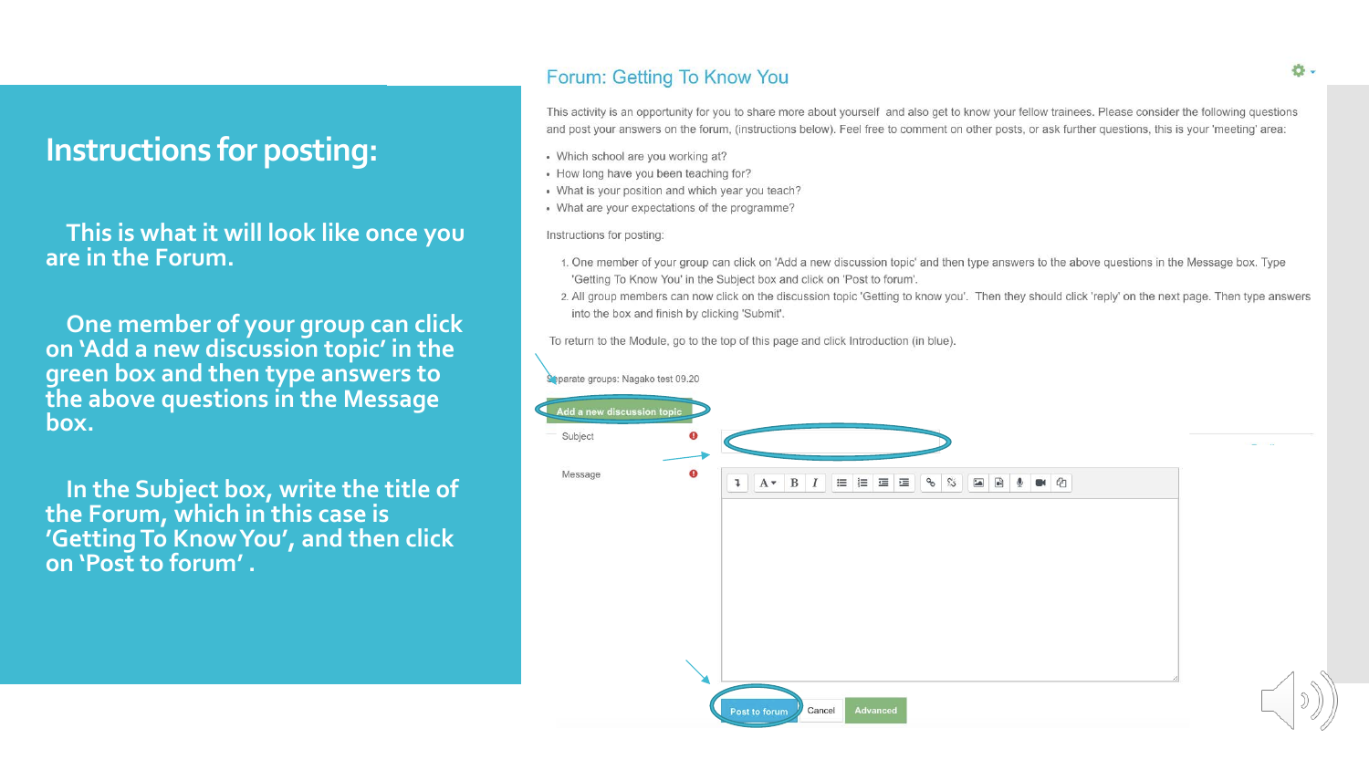# Instructions for posting:

This is what it will look like once you are in the Forum.

One member of your group can click on 'Add a new discussion topic' in the green box and then type answers to the above questions in the Message box.

In the Subject box, write the title of the Forum, which in this case is 'Getting To Know You', and then click on 'Post to forum' .

## Forum: Getting To Know You

This activity is an opportunity for you to share more about yourself and also get to know your fellow trainees. Please consider the following questions and post your answers on the forum, (instructions below). Feel free to comment on other posts, or ask further questions, this is your 'meeting' area:

- Which school are you working at?
- How long have you been teaching for?
- What is your position and which year you teach?
- What are your expectations of the programme?

Instructions for posting:

1. One member of your group can click on 'Add a new discussion topic' and then type answers to the above questions in the Message box. Type 'Getting To Know You' in the Subject box and click on 'Post to forum'.
2. All group members can now click on the discussion topic 'Getting to know you'. Then they should click 'reply' on the next page. Then type answers into the box and finish by clicking 'Submit'.

To return to the Module, go to the top of this page and click Introduction (in blue).

Separate groups: Nagako test 09.20

Add a new discussion topic

Subject

Message

Post to forum | Cancel | Advanced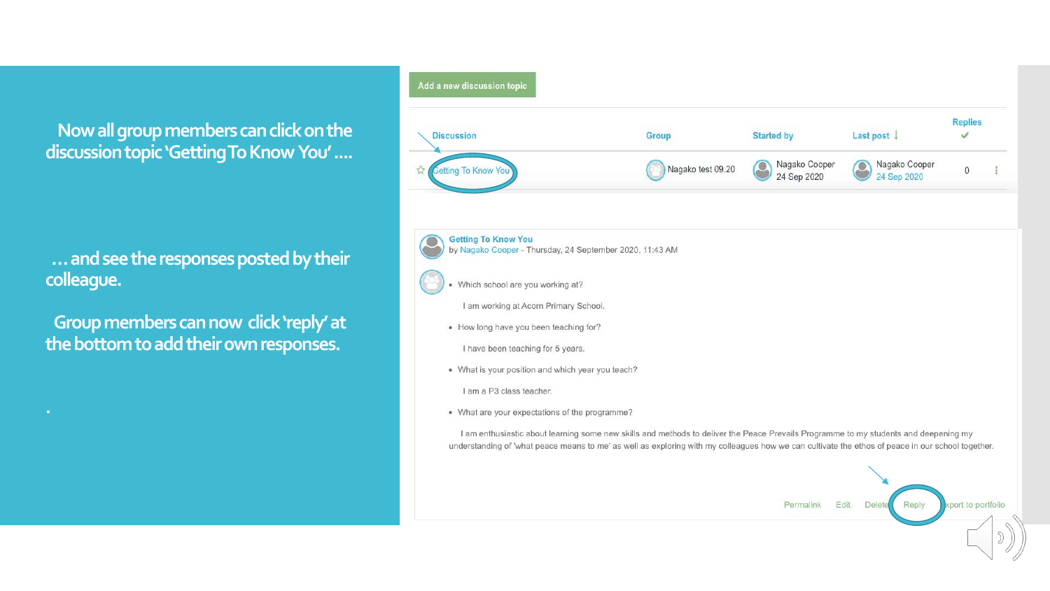Now all group members can click on the discussion topic 'Getting To Know You' ….

… and see the responses posted by their colleague.

Group members can now click 'reply' at the bottom to add their own responses.

Add a new discussion topic

| Discussion | Group | Started by | Last post ↓ | Replies ✔ |
|---|---|---|---|---|
| ☆ Getting To Know You | Nagako test 09.20 | Nagako Cooper 24 Sep 2020 | Nagako Cooper 24 Sep 2020 | 0 |

**Getting To Know You**
by Nagako Cooper - Thursday, 24 September 2020, 11:43 AM

- Which school are you working at?

  I am working at Acorn Primary School.

- How long have you been teaching for?

  I have been teaching for 5 years.

- What is your position and which year you teach?

  I am a P3 class teacher.

- What are your expectations of the programme?

  I am enthusiastic about learning some new skills and methods to deliver the Peace Prevails Programme to my students and deepening my understanding of 'what peace means to me' as well as exploring with my colleagues how we can cultivate the ethos of peace in our school together.

Permalink Edit Delete Reply Export to portfolio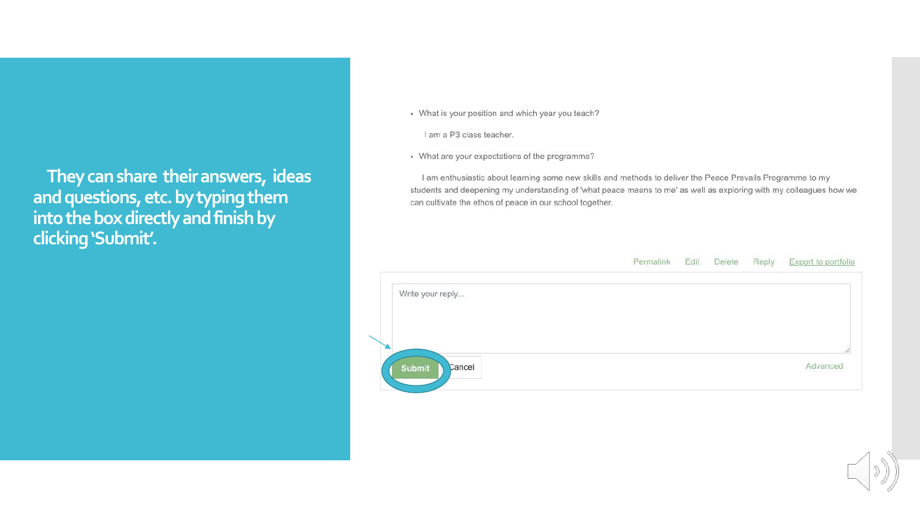They can share their answers, ideas and questions, etc. by typing them into the box directly and finish by clicking 'Submit'.

- What is your position and which year you teach?

I am a P3 class teacher.

- What are your expectations of the programme?

I am enthusiastic about learning some new skills and methods to deliver the Peace Prevails Programme to my students and deepening my understanding of 'what peace means to me' as well as exploring with my colleagues how we can cultivate the ethos of peace in our school together.

Permalink Edit Delete Reply Export to portfolio

Write your reply...

Submit Cancel

Advanced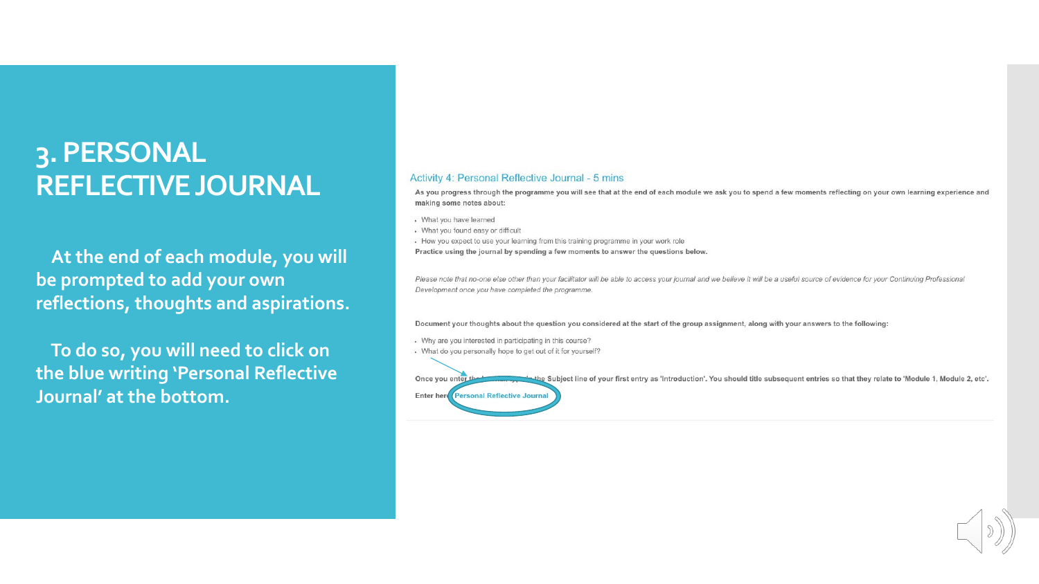# 3. PERSONAL REFLECTIVE JOURNAL

At the end of each module, you will be prompted to add your own reflections, thoughts and aspirations.

To do so, you will need to click on the blue writing 'Personal Reflective Journal' at the bottom.

### Activity 4: Personal Reflective Journal - 5 mins

**As you progress through the programme you will see that at the end of each module we ask you to spend a few moments reflecting on your own learning experience and making some notes about:**

- What you have learned
- What you found easy or difficult
- How you expect to use your learning from this training programme in your work role

**Practice using the journal by spending a few moments to answer the questions below.**

*Please note that no-one else other than your facilitator will be able to access your journal and we believe it will be a useful source of evidence for your Continuing Professional Development once you have completed the programme.*

**Document your thoughts about the question you considered at the start of the group assignment, along with your answers to the following:**

- Why are you interested in participating in this course?
- What do you personally hope to get out of it for yourself?

**Once you enter the ... the Subject line of your first entry as 'Introduction'. You should title subsequent entries so that they relate to 'Module 1, Module 2, etc'.**

**Enter here** Personal Reflective Journal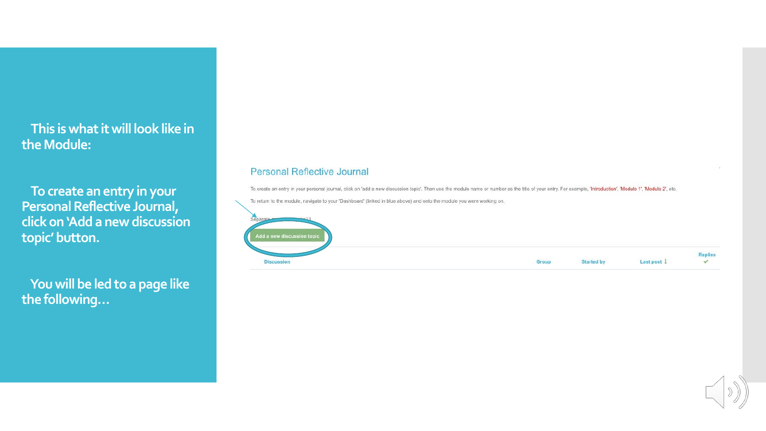This is what it will look like in the Module:

To create an entry in your Personal Reflective Journal, click on 'Add a new discussion topic' button.

You will be led to a page like the following…

## Personal Reflective Journal

To create an entry in your personal journal, click on 'add a new discussion topic'. Then use the module name or number as the title of your entry. For example, 'Introduction', 'Module 1', 'Module 2', etc.

To return to the module, navigate to your 'Dashboard' (linked in blue above) and onto the module you were working on.

Separate …

Add a new discussion topic

| Discussion | Group | Started by | Last post | Replies |
|---|---|---|---|---|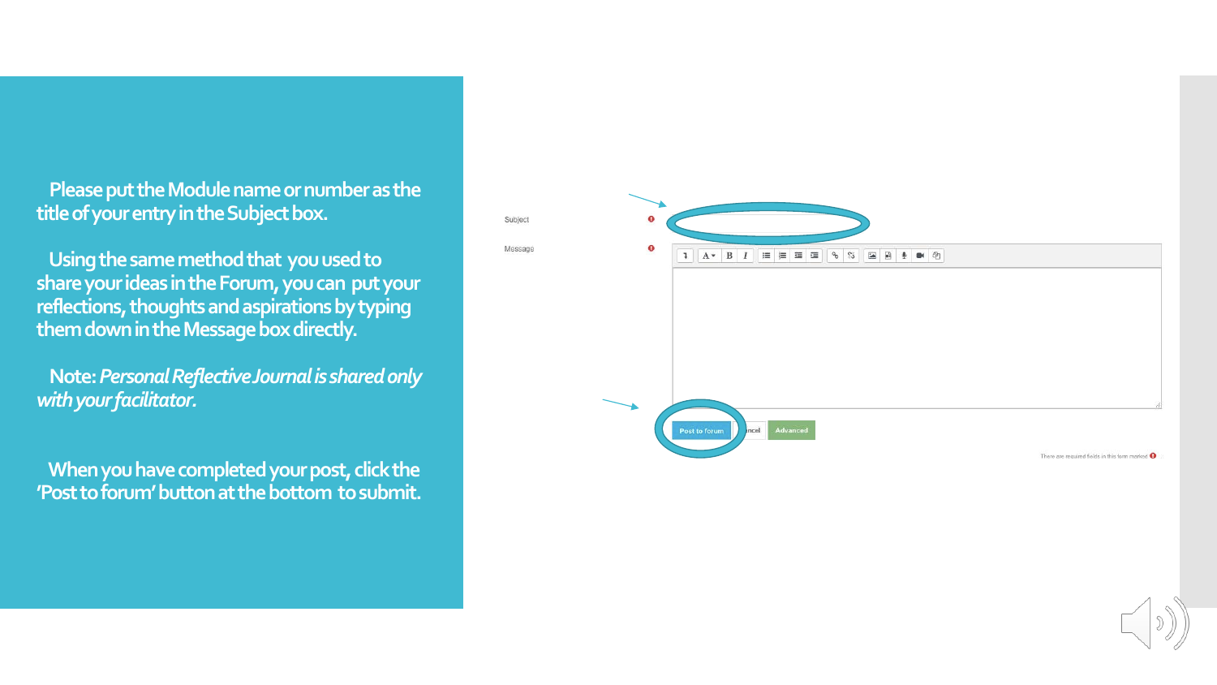Please put the Module name or number as the title of your entry in the Subject box.

Using the same method that you used to share your ideas in the Forum, you can put your reflections, thoughts and aspirations by typing them down in the Message box directly.

Note: *Personal Reflective Journal is shared only with your facilitator.*

When you have completed your post, click the 'Post to forum' button at the bottom to submit.

Subject

Message

Post to forum | ncel | Advanced

There are required fields in this form marked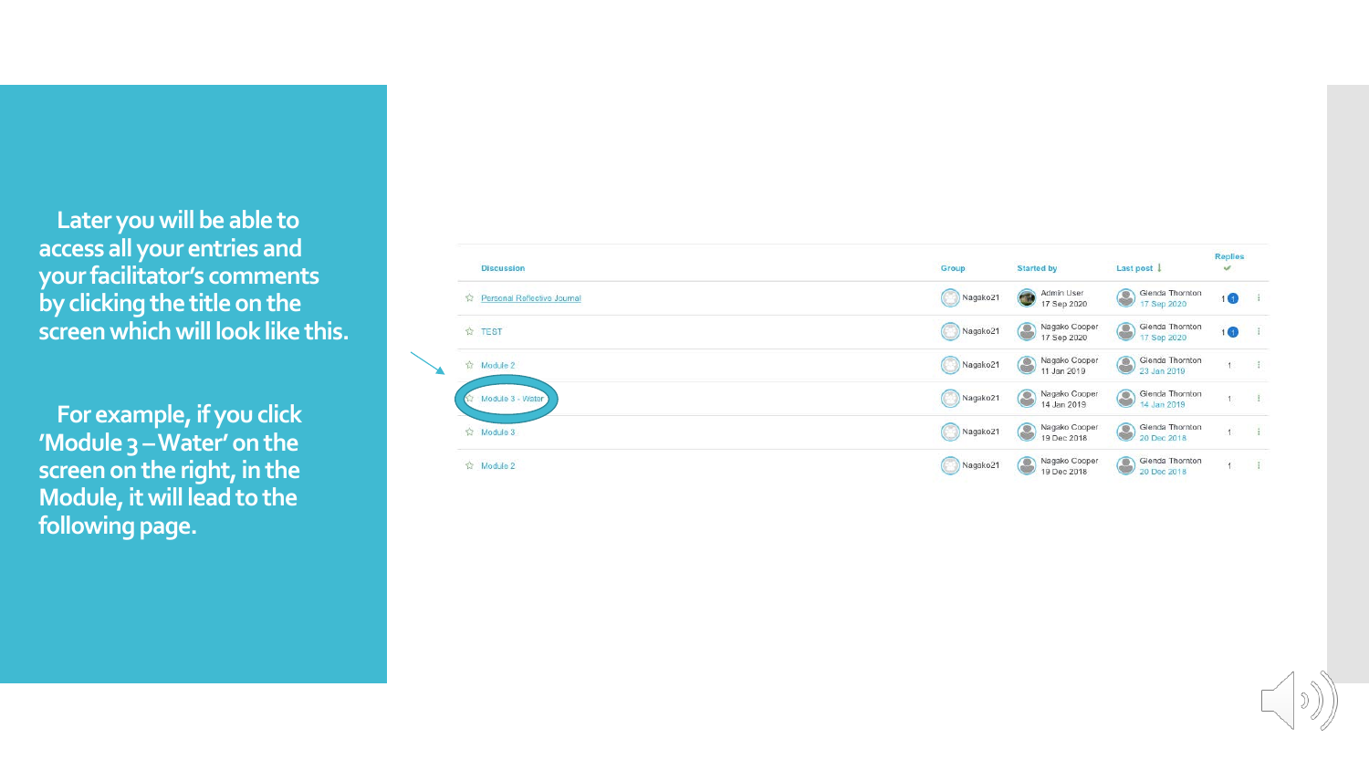Later you will be able to access all your entries and your facilitator's comments by clicking the title on the screen which will look like this.

For example, if you click 'Module 3 – Water' on the screen on the right, in the Module, it will lead to the following page.

| Discussion | Group | Started by | Last post | Replies |
|---|---|---|---|---|
| Personal Reflective Journal | Nagako21 | Admin User 17 Sep 2020 | Glenda Thornton 17 Sep 2020 | 1 1 |
| TEST | Nagako21 | Nagako Cooper 17 Sep 2020 | Glenda Thornton 17 Sep 2020 | 1 1 |
| Module 2 | Nagako21 | Nagako Cooper 11 Jan 2019 | Glenda Thornton 23 Jan 2019 | 1 |
| Module 3 - Water | Nagako21 | Nagako Cooper 14 Jan 2019 | Glenda Thornton 14 Jan 2019 | 1 |
| Module 3 | Nagako21 | Nagako Cooper 19 Dec 2018 | Glenda Thornton 20 Dec 2018 | 1 |
| Module 2 | Nagako21 | Nagako Cooper 19 Dec 2018 | Glenda Thornton 20 Dec 2018 | 1 |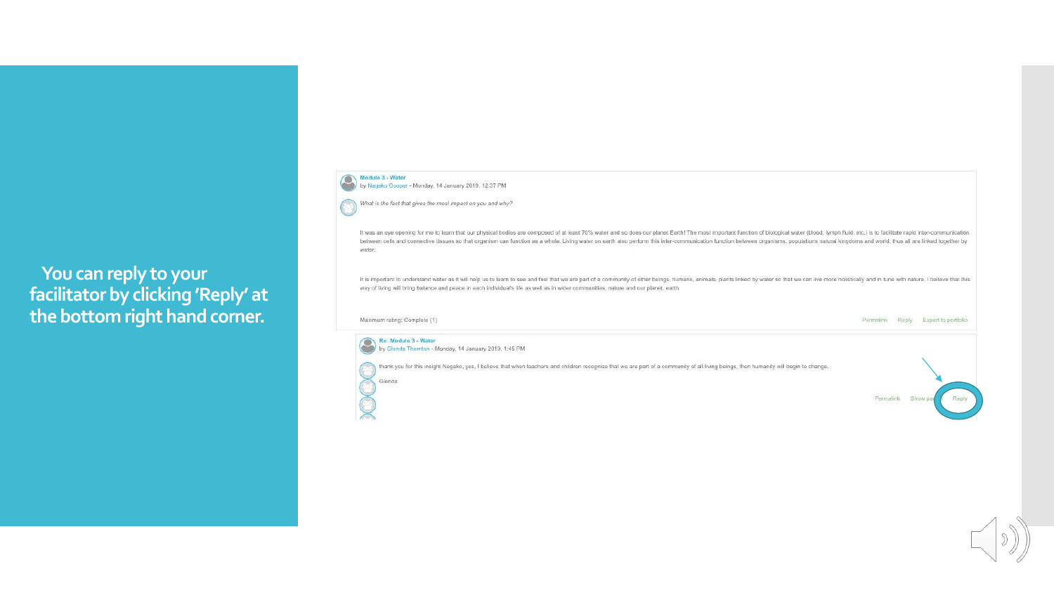You can reply to your facilitator by clicking 'Reply' at the bottom right hand corner.

**Module 3 - Water**
by Nagako Cooper - Monday, 14 January 2019, 12:37 PM

*What is the fact that gives the most impact on you and why?*

It was an eye opening for me to learn that our physical bodies are composed of at least 70% water and so does our planet Earth! The most important function of biological water (blood, lymph fluid, etc.) is to facilitate rapid inter-communication between cells and connective tissues so that organism can function as a whole. Living water on earth also perform this inter-communication function between organisms, populations natural kingdoms and world, thus all are linked together by water.

It is important to understand water as it will help us to learn to see and feel that we are part of a community of other beings, humans, animals, plants linked by water so that we can live more holistically and in tune with nature. I believe that this way of living will bring balance and peace in each individual's life as well as in wider communities, nature and our planet, earth.

Maximum rating: Complete (1)

Permalink Reply Export to portfolio

**Re: Module 3 - Water**
by Glenda Thornton - Monday, 14 January 2019, 1:45 PM

thank you for this insight Nagako, yes, I believe that when teachers and children recognise that we are part of a community of all living beings, then humanity will begin to change.

Glenda

Permalink Show parent Reply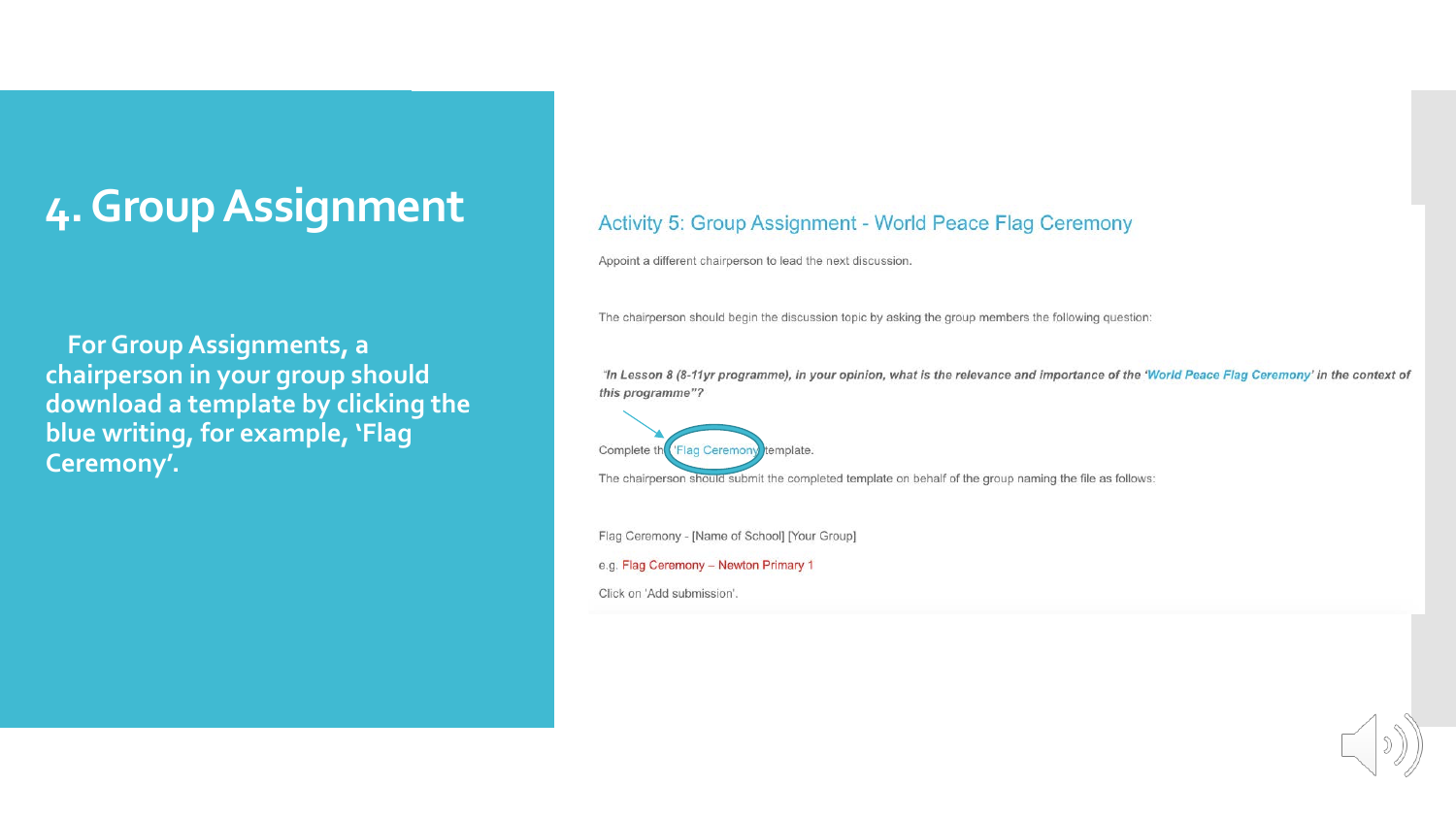# 4. Group Assignment

**For Group Assignments, a chairperson in your group should download a template by clicking the blue writing, for example, 'Flag Ceremony'.**

## Activity 5: Group Assignment - World Peace Flag Ceremony

Appoint a different chairperson to lead the next discussion.

The chairperson should begin the discussion topic by asking the group members the following question:

*"In Lesson 8 (8-11yr programme), in your opinion, what is the relevance and importance of the 'World Peace Flag Ceremony' in the context of this programme"?*

Complete the 'Flag Ceremony' template.

The chairperson should submit the completed template on behalf of the group naming the file as follows:

Flag Ceremony - [Name of School] [Your Group]

e.g. Flag Ceremony – Newton Primary 1

Click on 'Add submission'.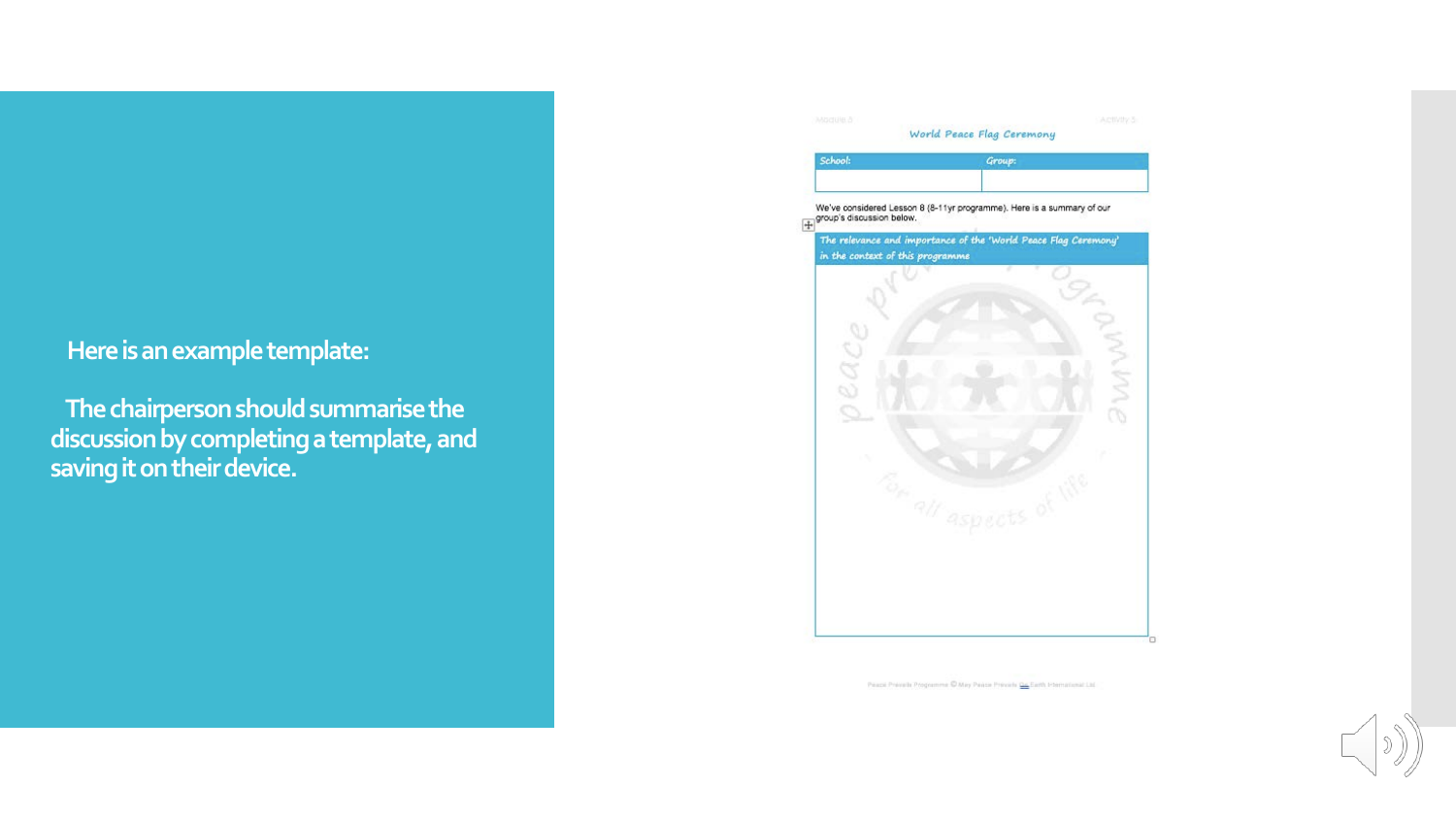Here is an example template:

The chairperson should summarise the discussion by completing a template, and saving it on their device.

Module 5 Activity 5

**World Peace Flag Ceremony**

| School: | Group: |
| --- | --- |
| | |

We've considered Lesson 8 (8-11yr programme). Here is a summary of our group's discussion below.

| The relevance and importance of the 'World Peace Flag Ceremony' in the context of this programme |
| --- |
| |

Peace Prevails Programme © May Peace Prevail On Earth International Ltd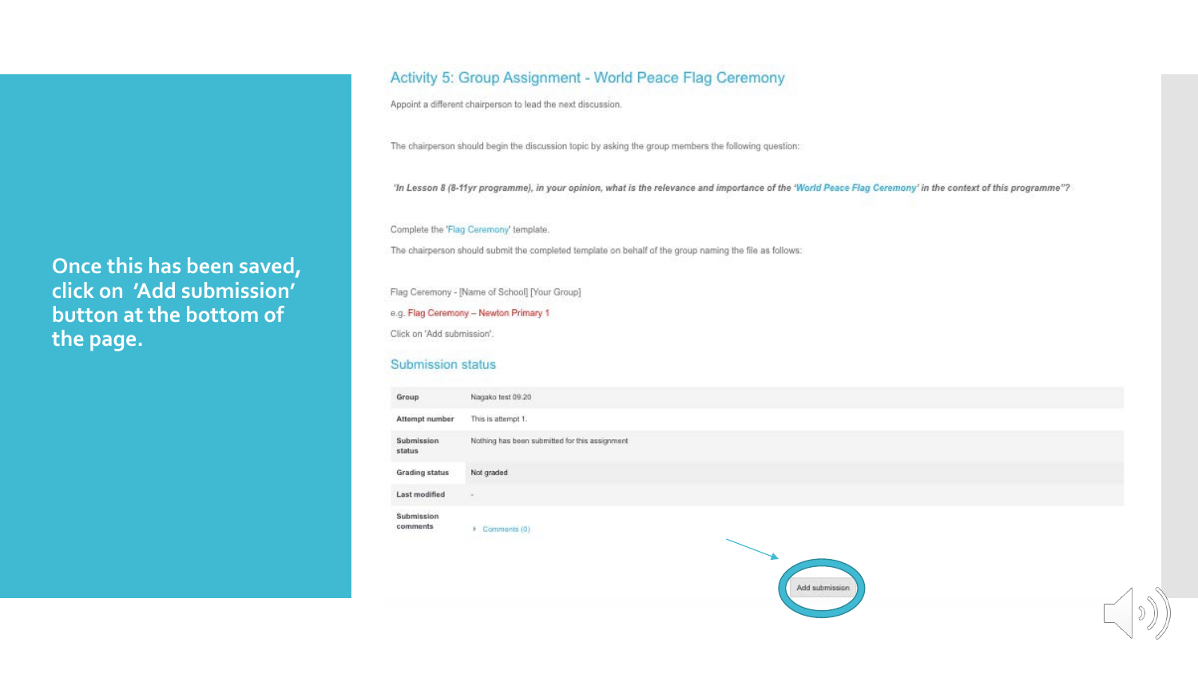Once this has been saved, click on 'Add submission' button at the bottom of the page.

## Activity 5: Group Assignment - World Peace Flag Ceremony

Appoint a different chairperson to lead the next discussion.

The chairperson should begin the discussion topic by asking the group members the following question:

*'In Lesson 8 (8-11yr programme), in your opinion, what is the relevance and importance of the 'World Peace Flag Ceremony' in the context of this programme"?*

Complete the 'Flag Ceremony' template.

The chairperson should submit the completed template on behalf of the group naming the file as follows:

Flag Ceremony - [Name of School] [Your Group]

e.g. Flag Ceremony – Newton Primary 1

Click on 'Add submission'.

### Submission status

| | |
|---|---|
| **Group** | Nagako test 09.20 |
| **Attempt number** | This is attempt 1. |
| **Submission status** | Nothing has been submitted for this assignment |
| **Grading status** | Not graded |
| **Last modified** | - |
| **Submission comments** | Comments (0) |

Add submission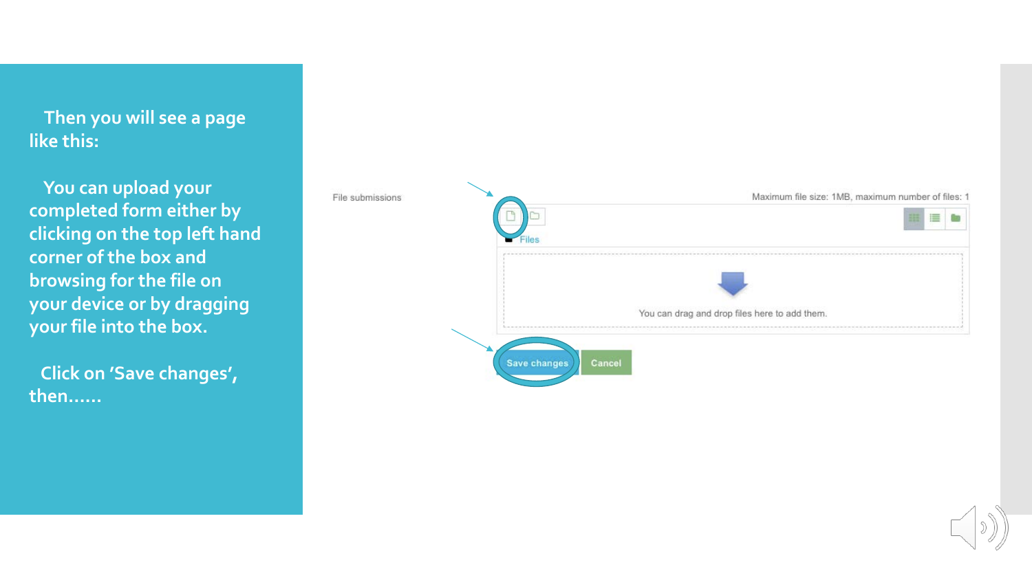Then you will see a page like this:

You can upload your completed form either by clicking on the top left hand corner of the box and browsing for the file on your device or by dragging your file into the box.

Click on 'Save changes', then......

File submissions

Maximum file size: 1MB, maximum number of files: 1

Files

You can drag and drop files here to add them.

Save changes

Cancel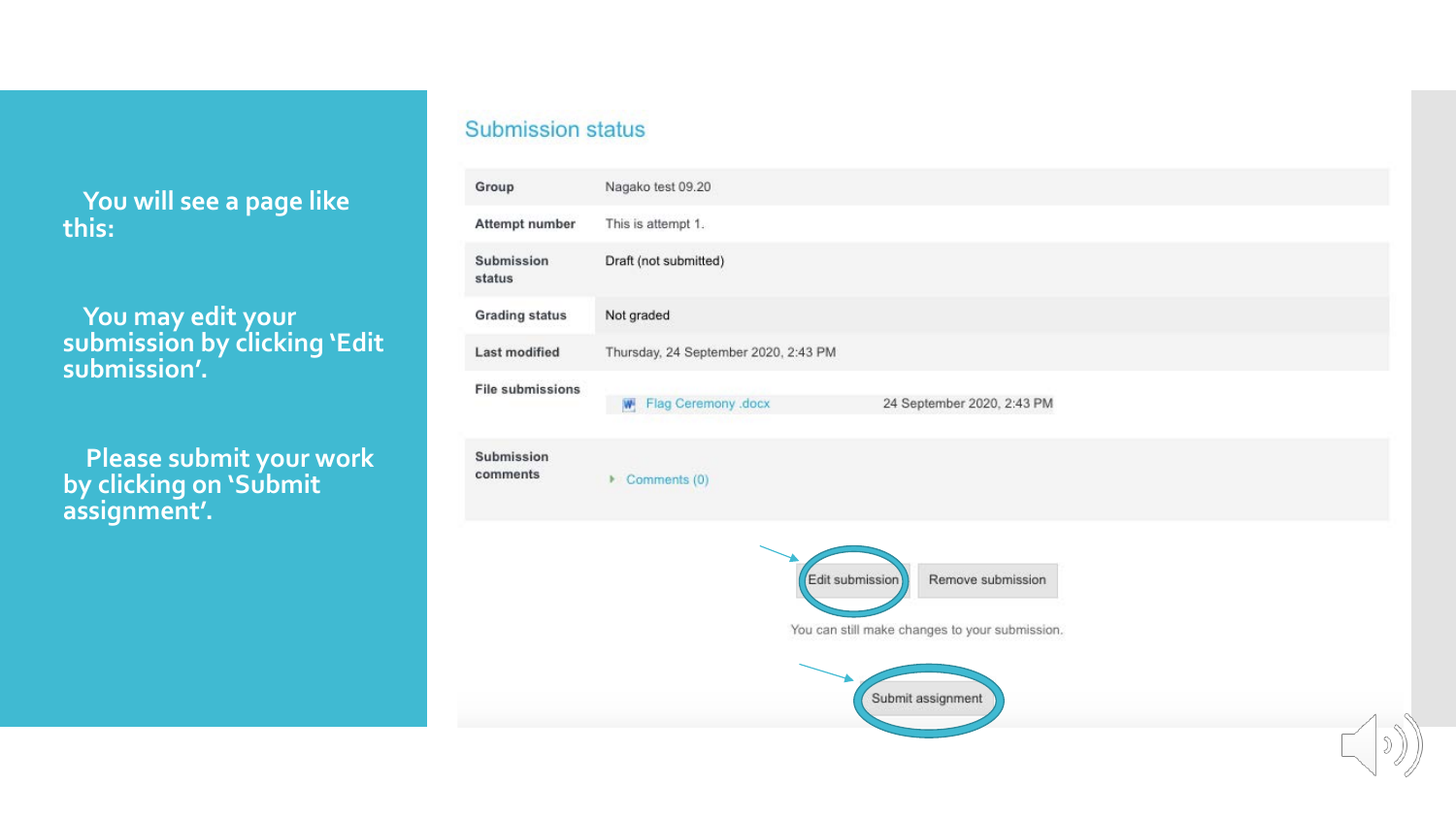You will see a page like this:

You may edit your submission by clicking 'Edit submission'.

Please submit your work by clicking on 'Submit assignment'.

## Submission status

| | |
|---|---|
| Group | Nagako test 09.20 |
| Attempt number | This is attempt 1. |
| Submission status | Draft (not submitted) |
| Grading status | Not graded |
| Last modified | Thursday, 24 September 2020, 2:43 PM |
| File submissions | Flag Ceremony .docx 24 September 2020, 2:43 PM |
| Submission comments | Comments (0) |

Edit submission | Remove submission

You can still make changes to your submission.

Submit assignment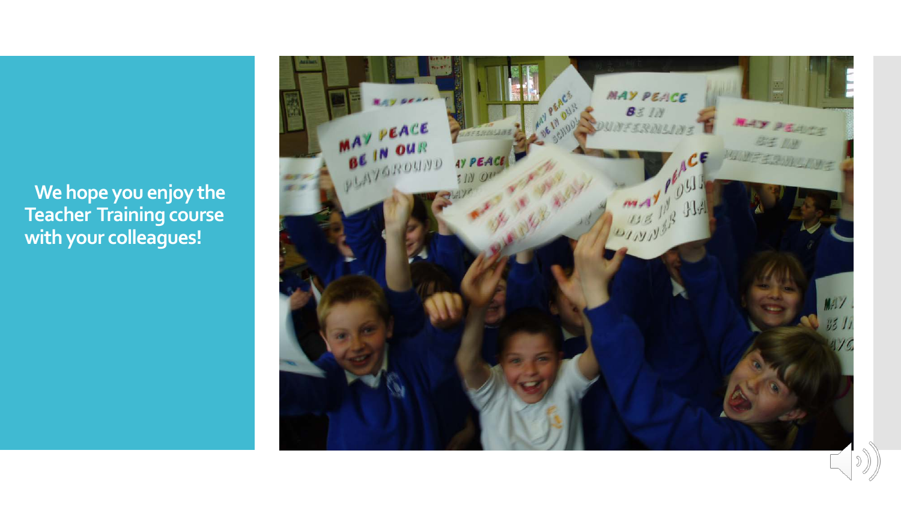We hope you enjoy the Teacher Training course with your colleagues!